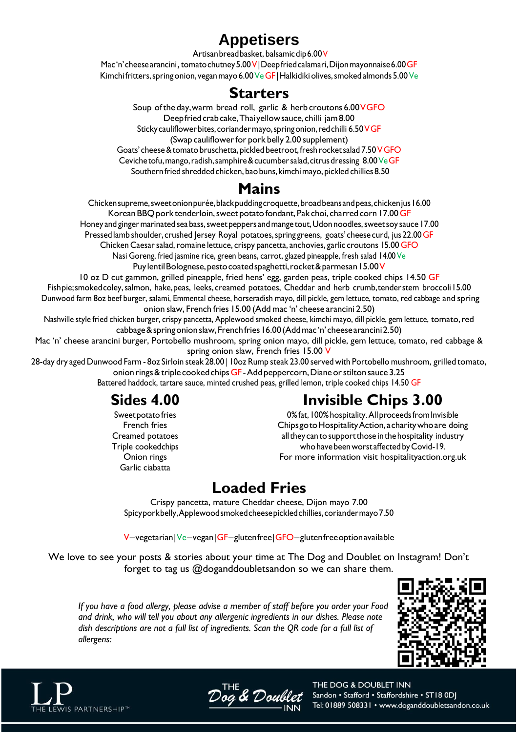# Appetisers

Artisan bread basket, balsamic dip 6.00 V
Mac 'n' cheese arancini, tomato chutney 5.00 V | Deep fried calamari, Dijon mayonnaise 6.00 GF
Kimchi fritters, spring onion, vegan mayo 6.00 Ve GF | Halkidiki olives, smoked almonds 5.00 Ve

# Starters

Soup of the day, warm bread roll, garlic & herb croutons 6.00 V GFO
Deep fried crab cake, Thai yellow sauce, chilli jam 8.00
Sticky cauliflower bites, coriander mayo, spring onion, red chilli 6.50 V GF
(Swap cauliflower for pork belly 2.00 supplement)
Goats' cheese & tomato bruschetta, pickled beetroot, fresh rocket salad 7.50 V GFO
Ceviche tofu, mango, radish, samphire & cucumber salad, citrus dressing 8.00 Ve GF
Southern fried shredded chicken, bao buns, kimchi mayo, pickled chillies 8.50

# Mains

Chicken supreme, sweet onion purée, black pudding croquette, broad beans and peas, chicken jus 16.00
Korean BBQ pork tenderloin, sweet potato fondant, Pak choi, charred corn 17.00 GF
Honey and ginger marinated sea bass, sweet peppers and mange tout, Udon noodles, sweet soy sauce 17.00
Pressed lamb shoulder, crushed Jersey Royal potatoes, spring greens, goats' cheese curd, jus 22.00 GF
Chicken Caesar salad, romaine lettuce, crispy pancetta, anchovies, garlic croutons 15.00 GFO
Nasi Goreng, fried jasmine rice, green beans, carrot, glazed pineapple, fresh salad 14.00 Ve
Puy lentil Bolognese, pesto coated spaghetti, rocket & parmesan 15.00 V
10 oz D cut gammon, grilled pineapple, fried hens' egg, garden peas, triple cooked chips 14.50 GF
Fish pie; smoked coley, salmon, hake, peas, leeks, creamed potatoes, Cheddar and herb crumb, tender stem broccoli 15.00
Dunwood farm 8oz beef burger, salami, Emmental cheese, horseradish mayo, dill pickle, gem lettuce, tomato, red cabbage and spring onion slaw, French fries 15.00 (Add mac 'n' cheese arancini 2.50)
Nashville style fried chicken burger, crispy pancetta, Applewood smoked cheese, kimchi mayo, dill pickle, gem lettuce, tomato, red cabbage & spring onion slaw, French fries 16.00 (Add mac 'n' cheese arancini 2.50)
Mac 'n' cheese arancini burger, Portobello mushroom, spring onion mayo, dill pickle, gem lettuce, tomato, red cabbage & spring onion slaw, French fries 15.00 V
28-day dry aged Dunwood Farm - 8oz Sirloin steak 28.00 | 10oz Rump steak 23.00 served with Portobello mushroom, grilled tomato, onion rings & triple cooked chips GF - Add peppercorn, Diane or stilton sauce 3.25
Battered haddock, tartare sauce, minted crushed peas, grilled lemon, triple cooked chips 14.50 GF

# Sides 4.00

Sweet potato fries
French fries
Creamed potatoes
Triple cooked chips
Onion rings
Garlic ciabatta

# Invisible Chips 3.00

0% fat, 100% hospitality. All proceeds from Invisible Chips go to Hospitality Action, a charity who are doing all they can to support those in the hospitality industry who have been worst affected by Covid-19.
For more information visit hospitalityaction.org.uk

# Loaded Fries

Crispy pancetta, mature Cheddar cheese, Dijon mayo 7.00
Spicy pork belly, Applewood smoked cheese pickled chillies, coriander mayo 7.50

V – vegetarian | Ve – vegan | GF – gluten free | GFO – gluten free option available

We love to see your posts & stories about your time at The Dog and Doublet on Instagram! Don't forget to tag us @doganddoubletsandon so we can share them.

*If you have a food allergy, please advise a member of staff before you order your Food and drink, who will tell you about any allergenic ingredients in our dishes. Please note dish descriptions are not a full list of ingredients. Scan the QR code for a full list of allergens:*

LP THE LEWIS PARTNERSHIP™

The Dog & Doublet Inn

THE DOG & DOUBLET INN
Sandon • Stafford • Staffordshire • ST18 0DJ
Tel: 01889 508331 • www.doganddoubletsandon.co.uk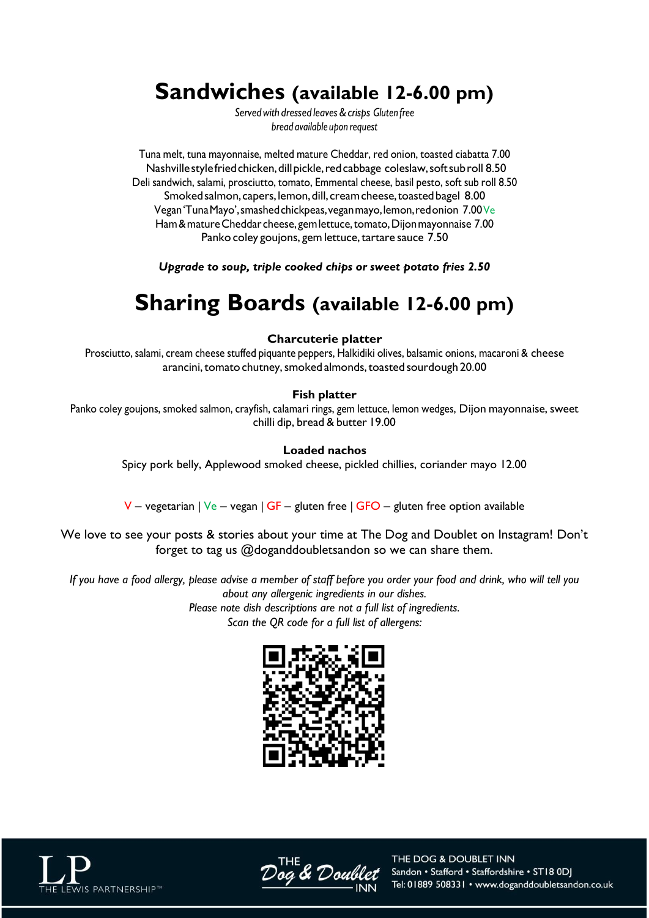# Sandwiches (available 12-6.00 pm)

*Served with dressed leaves & crisps Gluten free bread available upon request*

Tuna melt, tuna mayonnaise, melted mature Cheddar, red onion, toasted ciabatta 7.00
Nashville style fried chicken, dill pickle, red cabbage coleslaw, soft sub roll 8.50
Deli sandwich, salami, prosciutto, tomato, Emmental cheese, basil pesto, soft sub roll 8.50
Smoked salmon, capers, lemon, dill, cream cheese, toasted bagel 8.00
Vegan 'Tuna Mayo', smashed chickpeas, vegan mayo, lemon, red onion 7.00 Ve
Ham & mature Cheddar cheese, gem lettuce, tomato, Dijon mayonnaise 7.00
Panko coley goujons, gem lettuce, tartare sauce 7.50

***Upgrade to soup, triple cooked chips or sweet potato fries 2.50***

# Sharing Boards (available 12-6.00 pm)

**Charcuterie platter**

Prosciutto, salami, cream cheese stuffed piquante peppers, Halkidiki olives, balsamic onions, macaroni & cheese arancini, tomato chutney, smoked almonds, toasted sourdough 20.00

**Fish platter**

Panko coley goujons, smoked salmon, crayfish, calamari rings, gem lettuce, lemon wedges, Dijon mayonnaise, sweet chilli dip, bread & butter 19.00

**Loaded nachos**

Spicy pork belly, Applewood smoked cheese, pickled chillies, coriander mayo 12.00

V – vegetarian | Ve – vegan | GF – gluten free | GFO – gluten free option available

We love to see your posts & stories about your time at The Dog and Doublet on Instagram! Don't forget to tag us @doganddoubletsandon so we can share them.

*If you have a food allergy, please advise a member of staff before you order your food and drink, who will tell you about any allergenic ingredients in our dishes.*
*Please note dish descriptions are not a full list of ingredients.*
*Scan the QR code for a full list of allergens:*

THE LEWIS PARTNERSHIP™

THE Dog & Doublet INN

THE DOG & DOUBLET INN
Sandon • Stafford • Staffordshire • ST18 0DJ
Tel: 01889 508331 • www.doganddoubletsandon.co.uk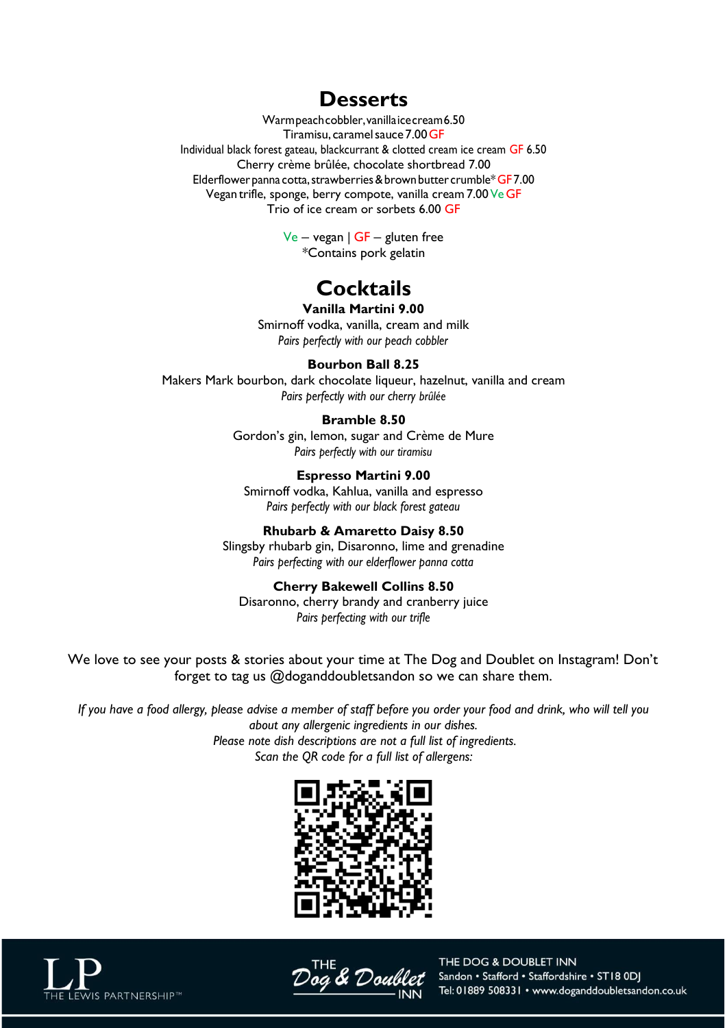# Desserts

Warm peach cobbler, vanilla ice cream 6.50
Tiramisu, caramel sauce 7.00 GF
Individual black forest gateau, blackcurrant & clotted cream ice cream GF 6.50
Cherry crème brûlée, chocolate shortbread 7.00
Elderflower panna cotta, strawberries & brown butter crumble* GF 7.00
Vegan trifle, sponge, berry compote, vanilla cream 7.00 Ve GF
Trio of ice cream or sorbets 6.00 GF

Ve – vegan | GF – gluten free
*Contains pork gelatin

# Cocktails

**Vanilla Martini 9.00**
Smirnoff vodka, vanilla, cream and milk
*Pairs perfectly with our peach cobbler*

**Bourbon Ball 8.25**
Makers Mark bourbon, dark chocolate liqueur, hazelnut, vanilla and cream
*Pairs perfectly with our cherry brûlée*

**Bramble 8.50**
Gordon's gin, lemon, sugar and Crème de Mure
*Pairs perfectly with our tiramisu*

**Espresso Martini 9.00**
Smirnoff vodka, Kahlua, vanilla and espresso
*Pairs perfectly with our black forest gateau*

**Rhubarb & Amaretto Daisy 8.50**
Slingsby rhubarb gin, Disaronno, lime and grenadine
*Pairs perfecting with our elderflower panna cotta*

**Cherry Bakewell Collins 8.50**
Disaronno, cherry brandy and cranberry juice
*Pairs perfecting with our trifle*

We love to see your posts & stories about your time at The Dog and Doublet on Instagram! Don't forget to tag us @doganddoubletsandon so we can share them.

*If you have a food allergy, please advise a member of staff before you order your food and drink, who will tell you about any allergenic ingredients in our dishes.*
*Please note dish descriptions are not a full list of ingredients.*
*Scan the QR code for a full list of allergens:*

THE LEWIS PARTNERSHIP™

THE Dog & Doublet INN

THE DOG & DOUBLET INN
Sandon • Stafford • Staffordshire • ST18 0DJ
Tel: 01889 508331 • www.doganddoubletsandon.co.uk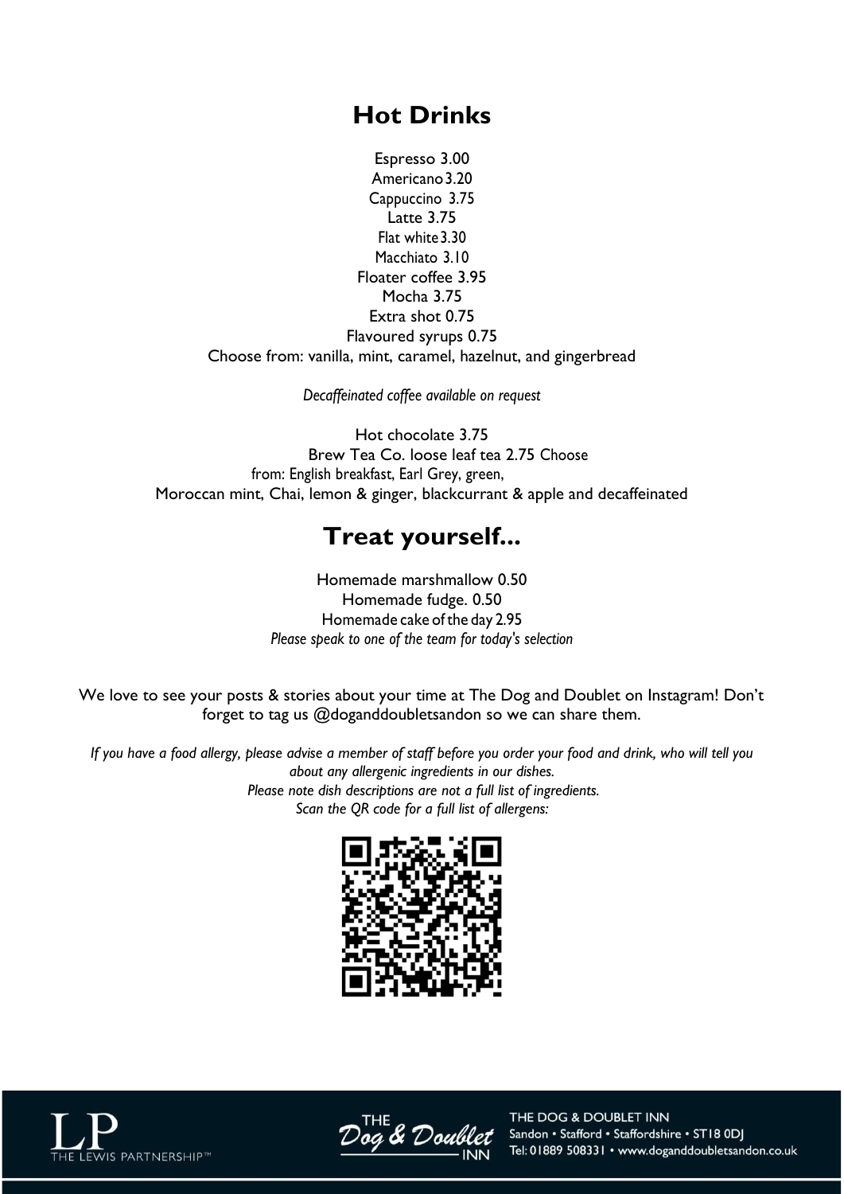## Hot Drinks

Espresso 3.00
Americano 3.20
Cappuccino 3.75
Latte 3.75
Flat white 3.30
Macchiato 3.10
Floater coffee 3.95
Mocha 3.75
Extra shot 0.75
Flavoured syrups 0.75
Choose from: vanilla, mint, caramel, hazelnut, and gingerbread

*Decaffeinated coffee available on request*

Hot chocolate 3.75
Brew Tea Co. loose leaf tea 2.75 Choose from: English breakfast, Earl Grey, green, Moroccan mint, Chai, lemon & ginger, blackcurrant & apple and decaffeinated

## Treat yourself...

Homemade marshmallow 0.50
Homemade fudge. 0.50
Homemade cake of the day 2.95
*Please speak to one of the team for today's selection*

We love to see your posts & stories about your time at The Dog and Doublet on Instagram! Don't forget to tag us @doganddoubletsandon so we can share them.

*If you have a food allergy, please advise a member of staff before you order your food and drink, who will tell you about any allergenic ingredients in our dishes.*
*Please note dish descriptions are not a full list of ingredients.*
*Scan the QR code for a full list of allergens:*

THE LEWIS PARTNERSHIP™

THE DOG & DOUBLET INN
Sandon • Stafford • Staffordshire • ST18 0DJ
Tel: 01889 508331 • www.doganddoubletsandon.co.uk